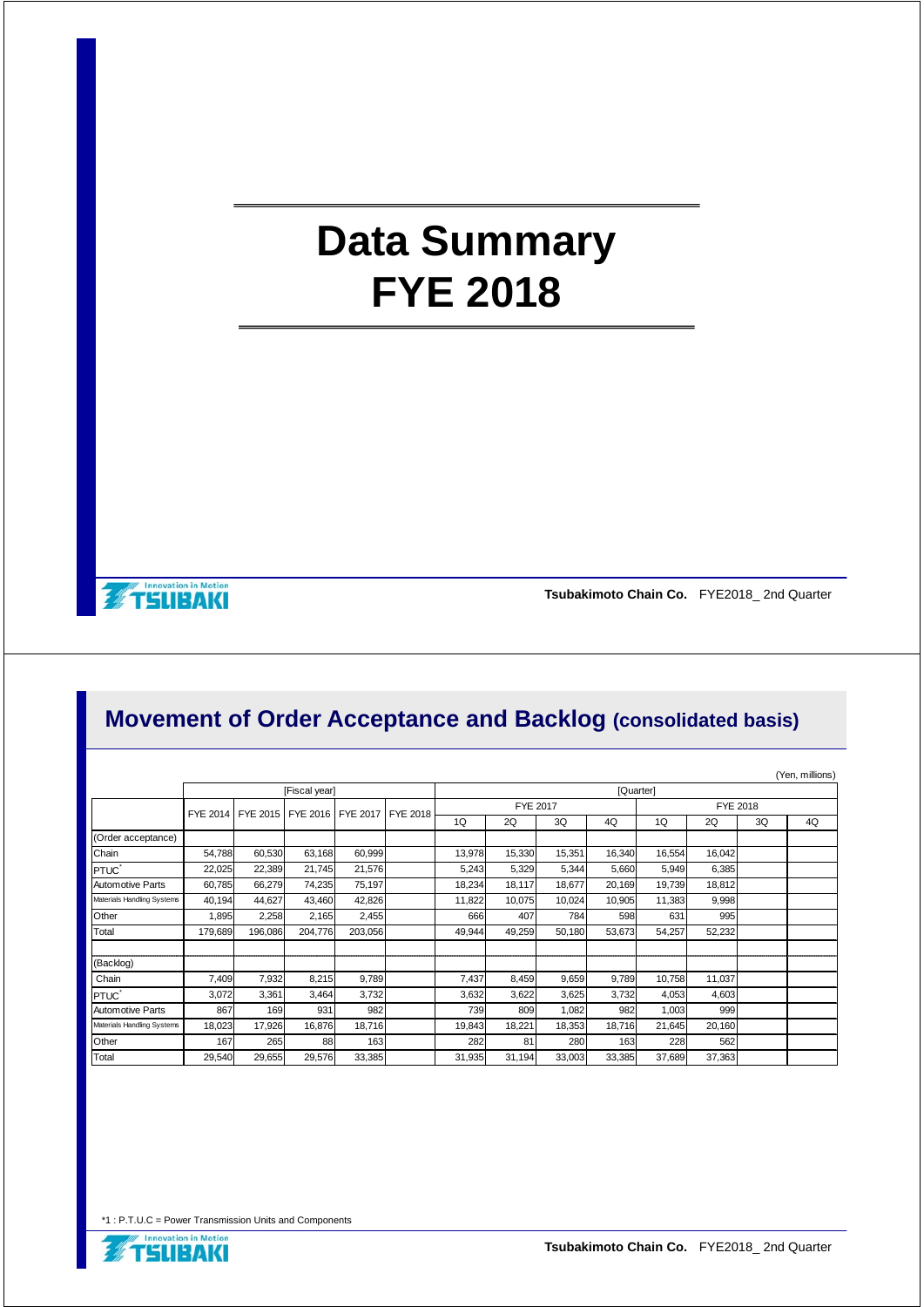# Data Summary
# FYE 2018

## Movement of Order Acceptance and Backlog (consolidated basis)

(Yen, millions)

| | [Fiscal year] | | | | | [Quarter] | | | | | | | |
|---|---|---|---|---|---|---|---|---|---|---|---|---|---|
| | FYE 2014 | FYE 2015 | FYE 2016 | FYE 2017 | FYE 2018 | FYE 2017 | | | | FYE 2018 | | | |
| | | | | | | 1Q | 2Q | 3Q | 4Q | 1Q | 2Q | 3Q | 4Q |
| (Order acceptance) | | | | | | | | | | | | | |
| Chain | 54,788 | 60,530 | 63,168 | 60,999 | | 13,978 | 15,330 | 15,351 | 16,340 | 16,554 | 16,042 | | |
| PTUC[*] | 22,025 | 22,389 | 21,745 | 21,576 | | 5,243 | 5,329 | 5,344 | 5,660 | 5,949 | 6,385 | | |
| Automotive Parts | 60,785 | 66,279 | 74,235 | 75,197 | | 18,234 | 18,117 | 18,677 | 20,169 | 19,739 | 18,812 | | |
| Materials Handling Systems | 40,194 | 44,627 | 43,460 | 42,826 | | 11,822 | 10,075 | 10,024 | 10,905 | 11,383 | 9,998 | | |
| Other | 1,895 | 2,258 | 2,165 | 2,455 | | 666 | 407 | 784 | 598 | 631 | 995 | | |
| Total | 179,689 | 196,086 | 204,776 | 203,056 | | 49,944 | 49,259 | 50,180 | 53,673 | 54,257 | 52,232 | | |
| | | | | | | | | | | | | | |
| (Backlog) | | | | | | | | | | | | | |
| Chain | 7,409 | 7,932 | 8,215 | 9,789 | | 7,437 | 8,459 | 9,659 | 9,789 | 10,758 | 11,037 | | |
| PTUC[*] | 3,072 | 3,361 | 3,464 | 3,732 | | 3,632 | 3,622 | 3,625 | 3,732 | 4,053 | 4,603 | | |
| Automotive Parts | 867 | 169 | 931 | 982 | | 739 | 809 | 1,082 | 982 | 1,003 | 999 | | |
| Materials Handling Systems | 18,023 | 17,926 | 16,876 | 18,716 | | 19,843 | 18,221 | 18,353 | 18,716 | 21,645 | 20,160 | | |
| Other | 167 | 265 | 88 | 163 | | 282 | 81 | 280 | 163 | 228 | 562 | | |
| Total | 29,540 | 29,655 | 29,576 | 33,385 | | 31,935 | 31,194 | 33,003 | 33,385 | 37,689 | 37,363 | | |

*1 : P.T.U.C = Power Transmission Units and Components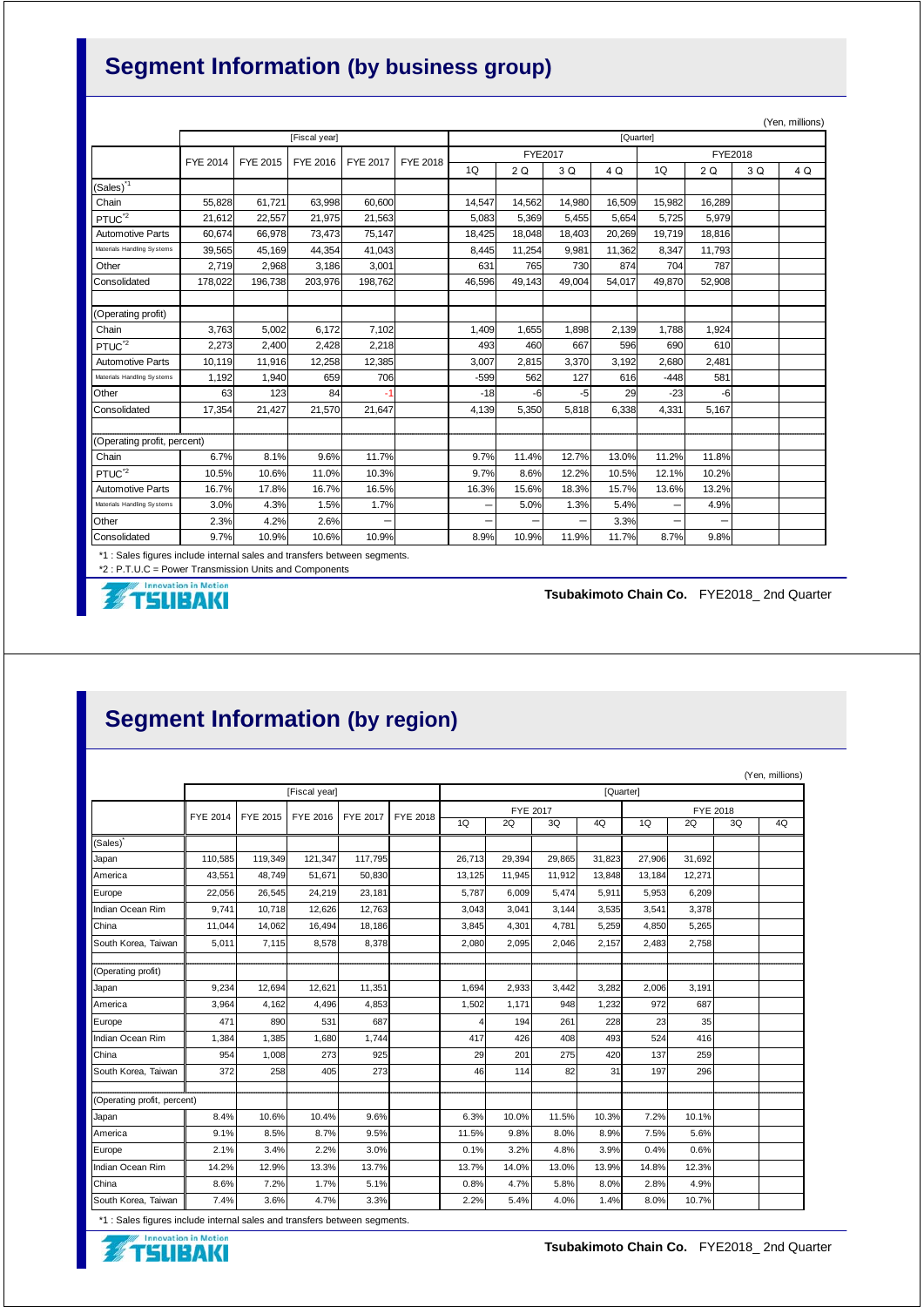## Segment Information (by business group)

(Yen, millions)

| | [Fiscal year] | | | | | [Quarter] | | | | | | | |
|---|---|---|---|---|---|---|---|---|---|---|---|---|---|
| | FYE 2014 | FYE 2015 | FYE 2016 | FYE 2017 | FYE 2018 | FYE2017 | | | | FYE2018 | | | |
| | | | | | | 1Q | 2 Q | 3 Q | 4 Q | 1Q | 2 Q | 3 Q | 4 Q |
| (Sales)[*1] | | | | | | | | | | | | | |
| Chain | 55,828 | 61,721 | 63,998 | 60,600 | | 14,547 | 14,562 | 14,980 | 16,509 | 15,982 | 16,289 | | |
| PTUC[*2] | 21,612 | 22,557 | 21,975 | 21,563 | | 5,083 | 5,369 | 5,455 | 5,654 | 5,725 | 5,979 | | |
| Automotive Parts | 60,674 | 66,978 | 73,473 | 75,147 | | 18,425 | 18,048 | 18,403 | 20,269 | 19,719 | 18,816 | | |
| Materials Handling Systems | 39,565 | 45,169 | 44,354 | 41,043 | | 8,445 | 11,254 | 9,981 | 11,362 | 8,347 | 11,793 | | |
| Other | 2,719 | 2,968 | 3,186 | 3,001 | | 631 | 765 | 730 | 874 | 704 | 787 | | |
| Consolidated | 178,022 | 196,738 | 203,976 | 198,762 | | 46,596 | 49,143 | 49,004 | 54,017 | 49,870 | 52,908 | | |
| (Operating profit) | | | | | | | | | | | | | |
| Chain | 3,763 | 5,002 | 6,172 | 7,102 | | 1,409 | 1,655 | 1,898 | 2,139 | 1,788 | 1,924 | | |
| PTUC[*2] | 2,273 | 2,400 | 2,428 | 2,218 | | 493 | 460 | 667 | 596 | 690 | 610 | | |
| Automotive Parts | 10,119 | 11,916 | 12,258 | 12,385 | | 3,007 | 2,815 | 3,370 | 3,192 | 2,680 | 2,481 | | |
| Materials Handling Systems | 1,192 | 1,940 | 659 | 706 | | -599 | 562 | 127 | 616 | -448 | 581 | | |
| Other | 63 | 123 | 84 | -1 | | -18 | -6 | -5 | 29 | -23 | -6 | | |
| Consolidated | 17,354 | 21,427 | 21,570 | 21,647 | | 4,139 | 5,350 | 5,818 | 6,338 | 4,331 | 5,167 | | |
| (Operating profit, percent) | | | | | | | | | | | | | |
| Chain | 6.7% | 8.1% | 9.6% | 11.7% | | 9.7% | 11.4% | 12.7% | 13.0% | 11.2% | 11.8% | | |
| PTUC[*2] | 10.5% | 10.6% | 11.0% | 10.3% | | 9.7% | 8.6% | 12.2% | 10.5% | 12.1% | 10.2% | | |
| Automotive Parts | 16.7% | 17.8% | 16.7% | 16.5% | | 16.3% | 15.6% | 18.3% | 15.7% | 13.6% | 13.2% | | |
| Materials Handling Systems | 3.0% | 4.3% | 1.5% | 1.7% | | – | 5.0% | 1.3% | 5.4% | – | 4.9% | | |
| Other | 2.3% | 4.2% | 2.6% | – | | – | – | – | 3.3% | – | – | | |
| Consolidated | 9.7% | 10.9% | 10.6% | 10.9% | | 8.9% | 10.9% | 11.9% | 11.7% | 8.7% | 9.8% | | |

*1 : Sales figures include internal sales and transfers between segments.
*2 : P.T.U.C = Power Transmission Units and Components

## Segment Information (by region)

(Yen, millions)

| | [Fiscal year] | | | | | [Quarter] | | | | | | | |
|---|---|---|---|---|---|---|---|---|---|---|---|---|---|
| | FYE 2014 | FYE 2015 | FYE 2016 | FYE 2017 | FYE 2018 | FYE 2017 | | | | FYE 2018 | | | |
| | | | | | | 1Q | 2Q | 3Q | 4Q | 1Q | 2Q | 3Q | 4Q |
| (Sales)[*] | | | | | | | | | | | | | |
| Japan | 110,585 | 119,349 | 121,347 | 117,795 | | 26,713 | 29,394 | 29,865 | 31,823 | 27,906 | 31,692 | | |
| America | 43,551 | 48,749 | 51,671 | 50,830 | | 13,125 | 11,945 | 11,912 | 13,848 | 13,184 | 12,271 | | |
| Europe | 22,056 | 26,545 | 24,219 | 23,181 | | 5,787 | 6,009 | 5,474 | 5,911 | 5,953 | 6,209 | | |
| Indian Ocean Rim | 9,741 | 10,718 | 12,626 | 12,763 | | 3,043 | 3,041 | 3,144 | 3,535 | 3,541 | 3,378 | | |
| China | 11,044 | 14,062 | 16,494 | 18,186 | | 3,845 | 4,301 | 4,781 | 5,259 | 4,850 | 5,265 | | |
| South Korea, Taiwan | 5,011 | 7,115 | 8,578 | 8,378 | | 2,080 | 2,095 | 2,046 | 2,157 | 2,483 | 2,758 | | |
| (Operating profit) | | | | | | | | | | | | | |
| Japan | 9,234 | 12,694 | 12,621 | 11,351 | | 1,694 | 2,933 | 3,442 | 3,282 | 2,006 | 3,191 | | |
| America | 3,964 | 4,162 | 4,496 | 4,853 | | 1,502 | 1,171 | 948 | 1,232 | 972 | 687 | | |
| Europe | 471 | 890 | 531 | 687 | | 4 | 194 | 261 | 228 | 23 | 35 | | |
| Indian Ocean Rim | 1,384 | 1,385 | 1,680 | 1,744 | | 417 | 426 | 408 | 493 | 524 | 416 | | |
| China | 954 | 1,008 | 273 | 925 | | 29 | 201 | 275 | 420 | 137 | 259 | | |
| South Korea, Taiwan | 372 | 258 | 405 | 273 | | 46 | 114 | 82 | 31 | 197 | 296 | | |
| (Operating profit, percent) | | | | | | | | | | | | | |
| Japan | 8.4% | 10.6% | 10.4% | 9.6% | | 6.3% | 10.0% | 11.5% | 10.3% | 7.2% | 10.1% | | |
| America | 9.1% | 8.5% | 8.7% | 9.5% | | 11.5% | 9.8% | 8.0% | 8.9% | 7.5% | 5.6% | | |
| Europe | 2.1% | 3.4% | 2.2% | 3.0% | | 0.1% | 3.2% | 4.8% | 3.9% | 0.4% | 0.6% | | |
| Indian Ocean Rim | 14.2% | 12.9% | 13.3% | 13.7% | | 13.7% | 14.0% | 13.0% | 13.9% | 14.8% | 12.3% | | |
| China | 8.6% | 7.2% | 1.7% | 5.1% | | 0.8% | 4.7% | 5.8% | 8.0% | 2.8% | 4.9% | | |
| South Korea, Taiwan | 7.4% | 3.6% | 4.7% | 3.3% | | 2.2% | 5.4% | 4.0% | 1.4% | 8.0% | 10.7% | | |

*1 : Sales figures include internal sales and transfers between segments.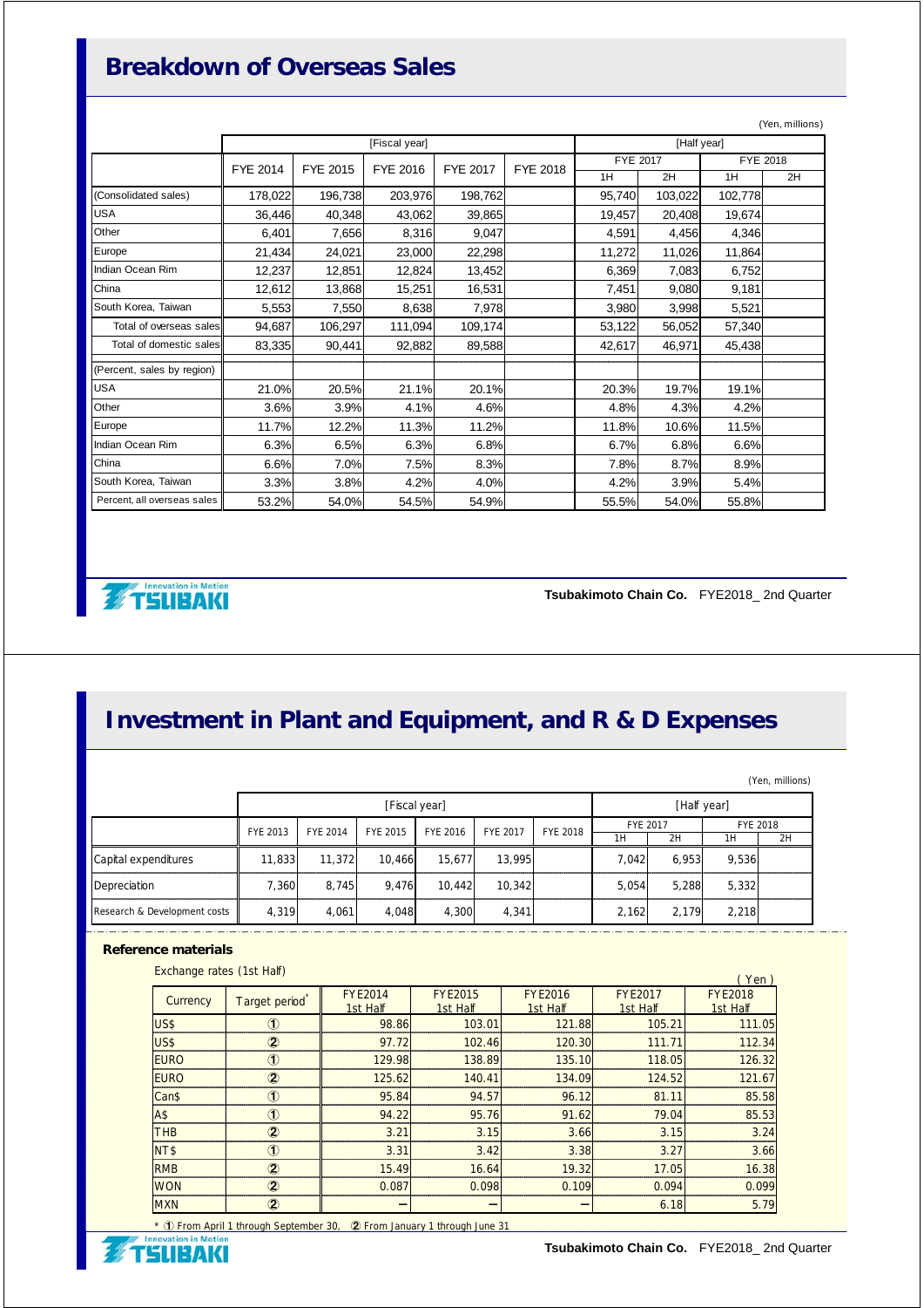## Breakdown of Overseas Sales

(Yen, millions)

| | [Fiscal year] | | | | | [Half year] | | | |
|---|---|---|---|---|---|---|---|---|---|
| | FYE 2014 | FYE 2015 | FYE 2016 | FYE 2017 | FYE 2018 | FYE 2017 | | FYE 2018 | |
| | | | | | | 1H | 2H | 1H | 2H |
| (Consolidated sales) | 178,022 | 196,738 | 203,976 | 198,762 | | 95,740 | 103,022 | 102,778 | |
| USA | 36,446 | 40,348 | 43,062 | 39,865 | | 19,457 | 20,408 | 19,674 | |
| Other | 6,401 | 7,656 | 8,316 | 9,047 | | 4,591 | 4,456 | 4,346 | |
| Europe | 21,434 | 24,021 | 23,000 | 22,298 | | 11,272 | 11,026 | 11,864 | |
| Indian Ocean Rim | 12,237 | 12,851 | 12,824 | 13,452 | | 6,369 | 7,083 | 6,752 | |
| China | 12,612 | 13,868 | 15,251 | 16,531 | | 7,451 | 9,080 | 9,181 | |
| South Korea, Taiwan | 5,553 | 7,550 | 8,638 | 7,978 | | 3,980 | 3,998 | 5,521 | |
| Total of overseas sales | 94,687 | 106,297 | 111,094 | 109,174 | | 53,122 | 56,052 | 57,340 | |
| Total of domestic sales | 83,335 | 90,441 | 92,882 | 89,588 | | 42,617 | 46,971 | 45,438 | |
| (Percent, sales by region) | | | | | | | | | |
| USA | 21.0% | 20.5% | 21.1% | 20.1% | | 20.3% | 19.7% | 19.1% | |
| Other | 3.6% | 3.9% | 4.1% | 4.6% | | 4.8% | 4.3% | 4.2% | |
| Europe | 11.7% | 12.2% | 11.3% | 11.2% | | 11.8% | 10.6% | 11.5% | |
| Indian Ocean Rim | 6.3% | 6.5% | 6.3% | 6.8% | | 6.7% | 6.8% | 6.6% | |
| China | 6.6% | 7.0% | 7.5% | 8.3% | | 7.8% | 8.7% | 8.9% | |
| South Korea, Taiwan | 3.3% | 3.8% | 4.2% | 4.0% | | 4.2% | 3.9% | 5.4% | |
| Percent, all overseas sales | 53.2% | 54.0% | 54.5% | 54.9% | | 55.5% | 54.0% | 55.8% | |

Tsubakimoto Chain Co. FYE2018_ 2nd Quarter

## Investment in Plant and Equipment, and R & D Expenses

(Yen, millions)

| | [Fiscal year] | | | | | | [Half year] | | | |
|---|---|---|---|---|---|---|---|---|---|---|
| | FYE 2013 | FYE 2014 | FYE 2015 | FYE 2016 | FYE 2017 | FYE 2018 | FYE 2017 | | FYE 2018 | |
| | | | | | | | 1H | 2H | 1H | 2H |
| Capital expenditures | 11,833 | 11,372 | 10,466 | 15,677 | 13,995 | | 7,042 | 6,953 | 9,536 | |
| Depreciation | 7,360 | 8,745 | 9,476 | 10,442 | 10,342 | | 5,054 | 5,288 | 5,332 | |
| Research & Development costs | 4,319 | 4,061 | 4,048 | 4,300 | 4,341 | | 2,162 | 2,179 | 2,218 | |

### Reference materials

Exchange rates (1st Half)

( Yen )

| Currency | Target period* | FYE2014 1st Half | FYE2015 1st Half | FYE2016 1st Half | FYE2017 1st Half | FYE2018 1st Half |
|---|---|---|---|---|---|---|
| US$ | ① | 98.86 | 103.01 | 121.88 | 105.21 | 111.05 |
| US$ | ② | 97.72 | 102.46 | 120.30 | 111.71 | 112.34 |
| EURO | ① | 129.98 | 138.89 | 135.10 | 118.05 | 126.32 |
| EURO | ② | 125.62 | 140.41 | 134.09 | 124.52 | 121.67 |
| Can$ | ① | 95.84 | 94.57 | 96.12 | 81.11 | 85.58 |
| A$ | ① | 94.22 | 95.76 | 91.62 | 79.04 | 85.53 |
| THB | ② | 3.21 | 3.15 | 3.66 | 3.15 | 3.24 |
| NT$ | ① | 3.31 | 3.42 | 3.38 | 3.27 | 3.66 |
| RMB | ② | 15.49 | 16.64 | 19.32 | 17.05 | 16.38 |
| WON | ② | 0.087 | 0.098 | 0.109 | 0.094 | 0.099 |
| MXN | ② | − | − | − | 6.18 | 5.79 |

* ① From April 1 through September 30, ② From January 1 through June 31

Tsubakimoto Chain Co. FYE2018_ 2nd Quarter